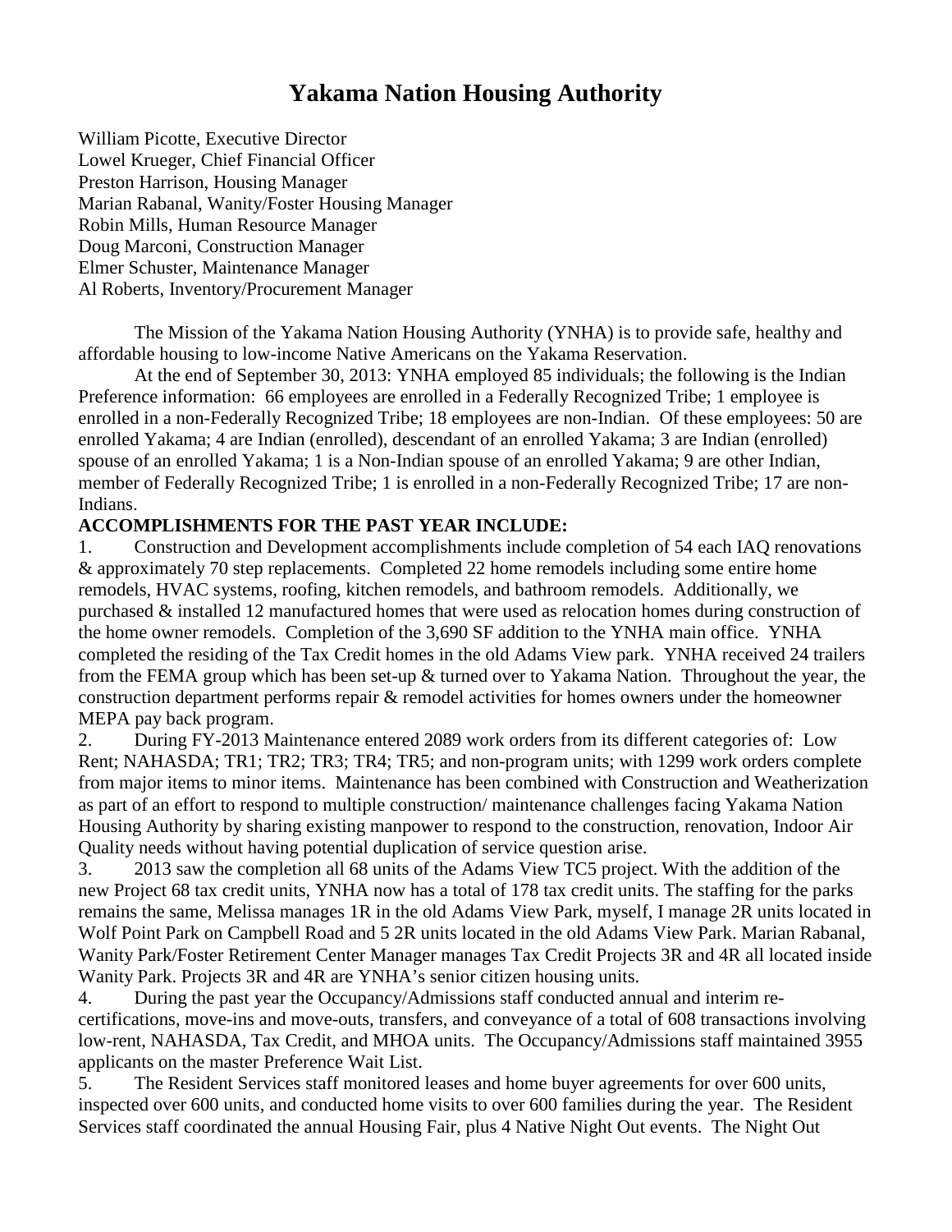# Yakama Nation Housing Authority

William Picotte, Executive Director
Lowel Krueger, Chief Financial Officer
Preston Harrison, Housing Manager
Marian Rabanal, Wanity/Foster Housing Manager
Robin Mills, Human Resource Manager
Doug Marconi, Construction Manager
Elmer Schuster, Maintenance Manager
Al Roberts, Inventory/Procurement Manager

The Mission of the Yakama Nation Housing Authority (YNHA) is to provide safe, healthy and affordable housing to low-income Native Americans on the Yakama Reservation.

At the end of September 30, 2013: YNHA employed 85 individuals; the following is the Indian Preference information: 66 employees are enrolled in a Federally Recognized Tribe; 1 employee is enrolled in a non-Federally Recognized Tribe; 18 employees are non-Indian. Of these employees: 50 are enrolled Yakama; 4 are Indian (enrolled), descendant of an enrolled Yakama; 3 are Indian (enrolled) spouse of an enrolled Yakama; 1 is a Non-Indian spouse of an enrolled Yakama; 9 are other Indian, member of Federally Recognized Tribe; 1 is enrolled in a non-Federally Recognized Tribe; 17 are non-Indians.

**ACCOMPLISHMENTS FOR THE PAST YEAR INCLUDE:**

1. Construction and Development accomplishments include completion of 54 each IAQ renovations & approximately 70 step replacements. Completed 22 home remodels including some entire home remodels, HVAC systems, roofing, kitchen remodels, and bathroom remodels. Additionally, we purchased & installed 12 manufactured homes that were used as relocation homes during construction of the home owner remodels. Completion of the 3,690 SF addition to the YNHA main office. YNHA completed the residing of the Tax Credit homes in the old Adams View park. YNHA received 24 trailers from the FEMA group which has been set-up & turned over to Yakama Nation. Throughout the year, the construction department performs repair & remodel activities for homes owners under the homeowner MEPA pay back program.
2. During FY-2013 Maintenance entered 2089 work orders from its different categories of: Low Rent; NAHASDA; TR1; TR2; TR3; TR4; TR5; and non-program units; with 1299 work orders complete from major items to minor items. Maintenance has been combined with Construction and Weatherization as part of an effort to respond to multiple construction/ maintenance challenges facing Yakama Nation Housing Authority by sharing existing manpower to respond to the construction, renovation, Indoor Air Quality needs without having potential duplication of service question arise.
3. 2013 saw the completion all 68 units of the Adams View TC5 project. With the addition of the new Project 68 tax credit units, YNHA now has a total of 178 tax credit units. The staffing for the parks remains the same, Melissa manages 1R in the old Adams View Park, myself, I manage 2R units located in Wolf Point Park on Campbell Road and 5 2R units located in the old Adams View Park. Marian Rabanal, Wanity Park/Foster Retirement Center Manager manages Tax Credit Projects 3R and 4R all located inside Wanity Park. Projects 3R and 4R are YNHA's senior citizen housing units.
4. During the past year the Occupancy/Admissions staff conducted annual and interim re-certifications, move-ins and move-outs, transfers, and conveyance of a total of 608 transactions involving low-rent, NAHASDA, Tax Credit, and MHOA units. The Occupancy/Admissions staff maintained 3955 applicants on the master Preference Wait List.
5. The Resident Services staff monitored leases and home buyer agreements for over 600 units, inspected over 600 units, and conducted home visits to over 600 families during the year. The Resident Services staff coordinated the annual Housing Fair, plus 4 Native Night Out events. The Night Out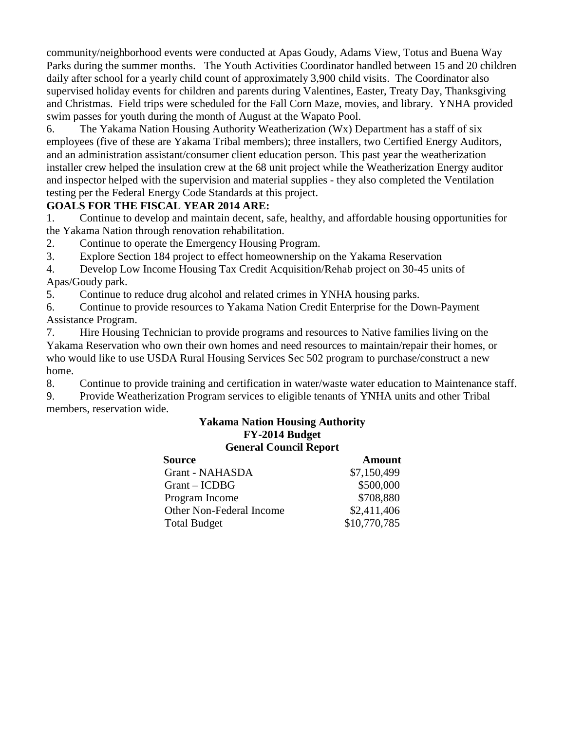community/neighborhood events were conducted at Apas Goudy, Adams View, Totus and Buena Way Parks during the summer months. The Youth Activities Coordinator handled between 15 and 20 children daily after school for a yearly child count of approximately 3,900 child visits. The Coordinator also supervised holiday events for children and parents during Valentines, Easter, Treaty Day, Thanksgiving and Christmas. Field trips were scheduled for the Fall Corn Maze, movies, and library. YNHA provided swim passes for youth during the month of August at the Wapato Pool.

6. The Yakama Nation Housing Authority Weatherization (Wx) Department has a staff of six employees (five of these are Yakama Tribal members); three installers, two Certified Energy Auditors, and an administration assistant/consumer client education person. This past year the weatherization installer crew helped the insulation crew at the 68 unit project while the Weatherization Energy auditor and inspector helped with the supervision and material supplies - they also completed the Ventilation testing per the Federal Energy Code Standards at this project.

**GOALS FOR THE FISCAL YEAR 2014 ARE:**

1. Continue to develop and maintain decent, safe, healthy, and affordable housing opportunities for the Yakama Nation through renovation rehabilitation.
2. Continue to operate the Emergency Housing Program.
3. Explore Section 184 project to effect homeownership on the Yakama Reservation
4. Develop Low Income Housing Tax Credit Acquisition/Rehab project on 30-45 units of Apas/Goudy park.
5. Continue to reduce drug alcohol and related crimes in YNHA housing parks.
6. Continue to provide resources to Yakama Nation Credit Enterprise for the Down-Payment Assistance Program.
7. Hire Housing Technician to provide programs and resources to Native families living on the Yakama Reservation who own their own homes and need resources to maintain/repair their homes, or who would like to use USDA Rural Housing Services Sec 502 program to purchase/construct a new home.
8. Continue to provide training and certification in water/waste water education to Maintenance staff.
9. Provide Weatherization Program services to eligible tenants of YNHA units and other Tribal members, reservation wide.

**Yakama Nation Housing Authority**
**FY-2014 Budget**
**General Council Report**

| Source | Amount |
|---|---|
| Grant - NAHASDA | $7,150,499 |
| Grant – ICDBG | $500,000 |
| Program Income | $708,880 |
| Other Non-Federal Income | $2,411,406 |
| Total Budget | $10,770,785 |